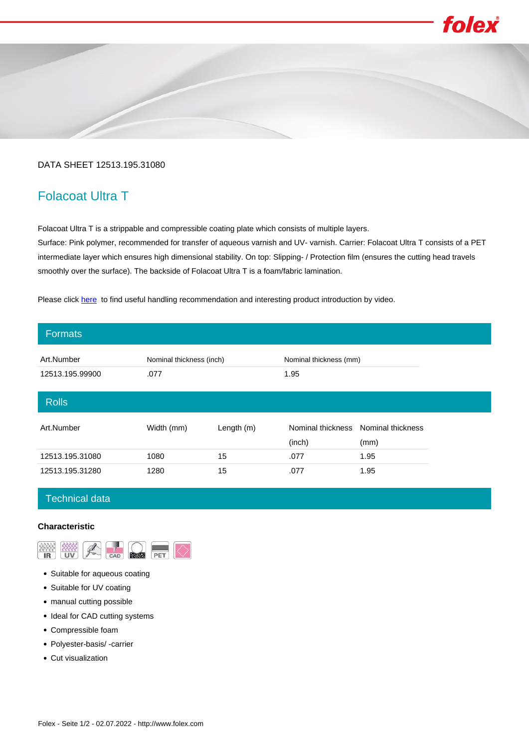DATA SHEET 12513.195.31080

# Folacoat Ultra T

Folacoat Ultra T is a strippable and compressible coating plate which consists of multiple layers.
Surface: Pink polymer, recommended for transfer of aqueous varnish and UV- varnish. Carrier: Folacoat Ultra T consists of a PET intermediate layer which ensures high dimensional stability. On top: Slipping- / Protection film (ensures the cutting head travels smoothly over the surface). The backside of Folacoat Ultra T is a foam/fabric lamination.

Please click here to find useful handling recommendation and interesting product introduction by video.

## Formats

| Art.Number | Nominal thickness (inch) | Nominal thickness (mm) |
|---|---|---|
| 12513.195.99900 | .077 | 1.95 |

## Rolls

| Art.Number | Width (mm) | Length (m) | Nominal thickness (inch) | Nominal thickness (mm) |
|---|---|---|---|---|
| 12513.195.31080 | 1080 | 15 | .077 | 1.95 |
| 12513.195.31280 | 1280 | 15 | .077 | 1.95 |

## Technical data

### Characteristic

- Suitable for aqueous coating
- Suitable for UV coating
- manual cutting possible
- Ideal for CAD cutting systems
- Compressible foam
- Polyester-basis/ -carrier
- Cut visualization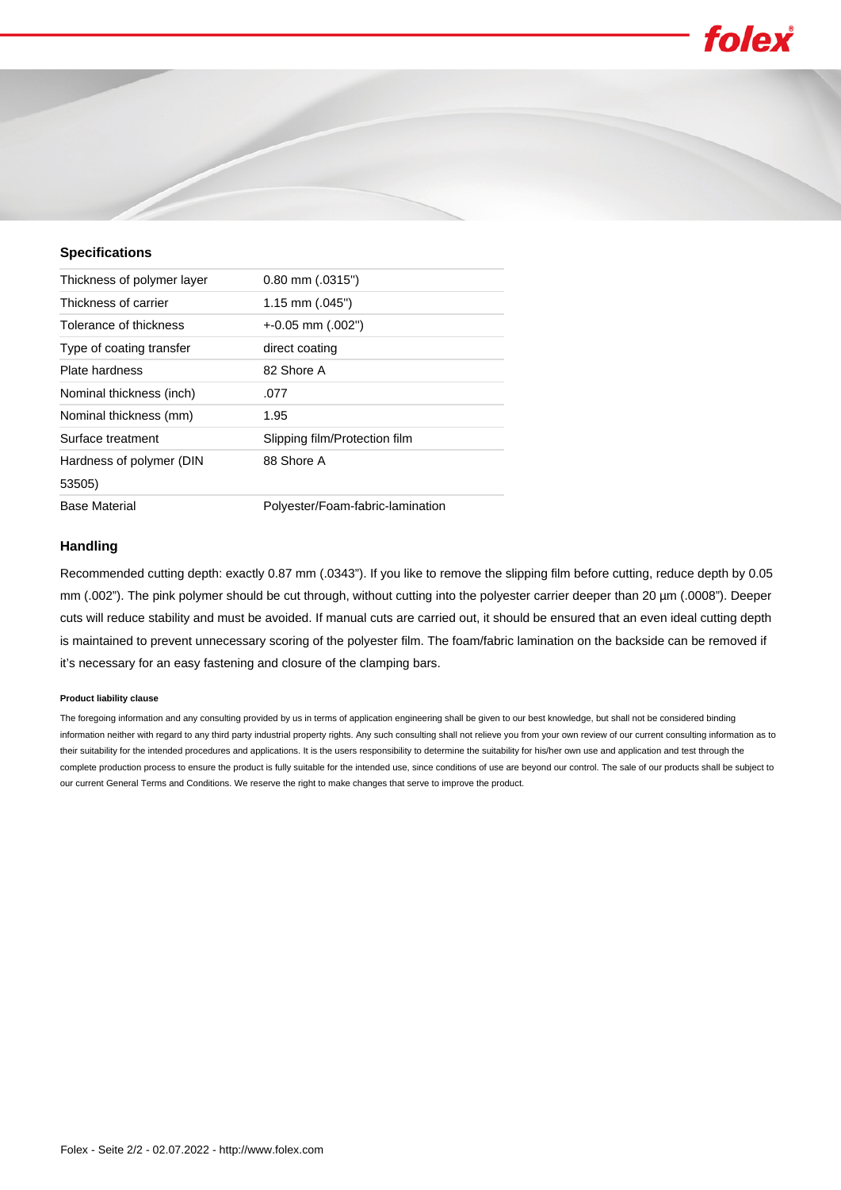## Specifications

| | |
|---|---|
| Thickness of polymer layer | 0.80 mm (.0315") |
| Thickness of carrier | 1.15 mm (.045") |
| Tolerance of thickness | +-0.05 mm (.002") |
| Type of coating transfer | direct coating |
| Plate hardness | 82 Shore A |
| Nominal thickness (inch) | .077 |
| Nominal thickness (mm) | 1.95 |
| Surface treatment | Slipping film/Protection film |
| Hardness of polymer (DIN 53505) | 88 Shore A |
| Base Material | Polyester/Foam-fabric-lamination |

## Handling

Recommended cutting depth: exactly 0.87 mm (.0343"). If you like to remove the slipping film before cutting, reduce depth by 0.05 mm (.002"). The pink polymer should be cut through, without cutting into the polyester carrier deeper than 20 µm (.0008"). Deeper cuts will reduce stability and must be avoided. If manual cuts are carried out, it should be ensured that an even ideal cutting depth is maintained to prevent unnecessary scoring of the polyester film. The foam/fabric lamination on the backside can be removed if it's necessary for an easy fastening and closure of the clamping bars.

**Product liability clause**

The foregoing information and any consulting provided by us in terms of application engineering shall be given to our best knowledge, but shall not be considered binding information neither with regard to any third party industrial property rights. Any such consulting shall not relieve you from your own review of our current consulting information as to their suitability for the intended procedures and applications. It is the users responsibility to determine the suitability for his/her own use and application and test through the complete production process to ensure the product is fully suitable for the intended use, since conditions of use are beyond our control. The sale of our products shall be subject to our current General Terms and Conditions. We reserve the right to make changes that serve to improve the product.